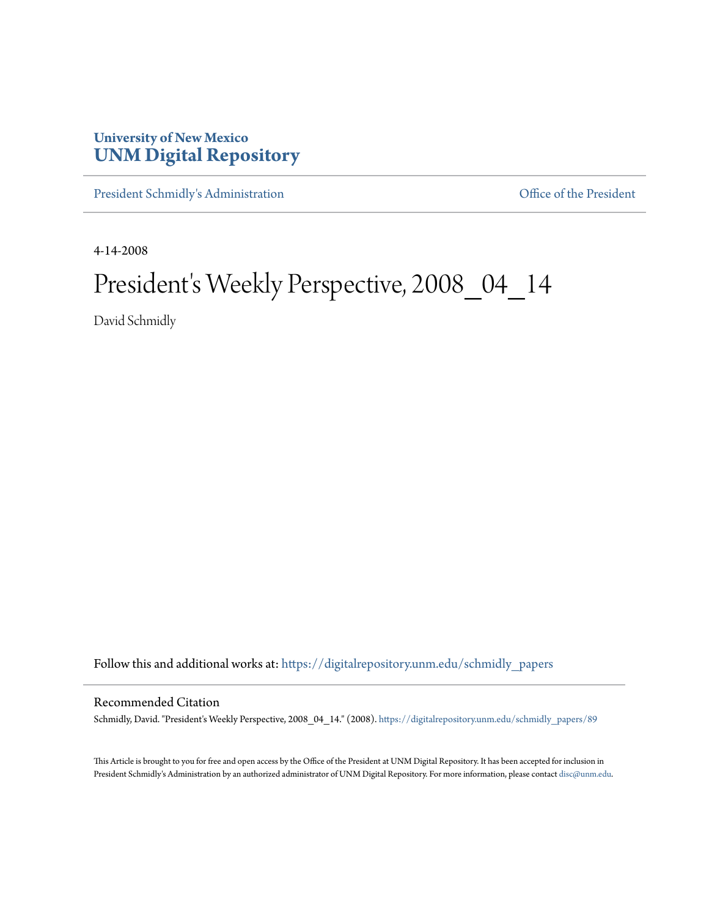University of New Mexico
**UNM Digital Repository**

President Schmidly's Administration | Office of the President

4-14-2008

# President's Weekly Perspective, 2008_04_14

David Schmidly

Follow this and additional works at: https://digitalrepository.unm.edu/schmidly_papers

## Recommended Citation

Schmidly, David. "President's Weekly Perspective, 2008_04_14." (2008). https://digitalrepository.unm.edu/schmidly_papers/89

This Article is brought to you for free and open access by the Office of the President at UNM Digital Repository. It has been accepted for inclusion in President Schmidly's Administration by an authorized administrator of UNM Digital Repository. For more information, please contact disc@unm.edu.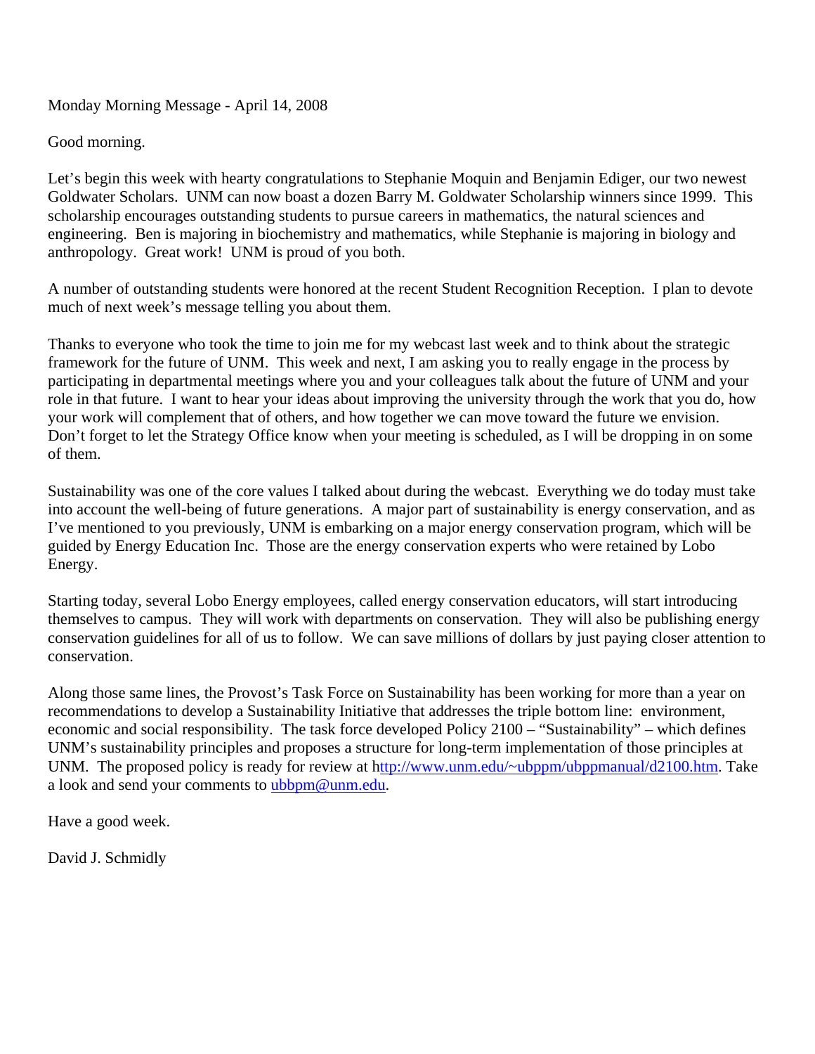Monday Morning Message - April 14, 2008

Good morning.

Let's begin this week with hearty congratulations to Stephanie Moquin and Benjamin Ediger, our two newest Goldwater Scholars. UNM can now boast a dozen Barry M. Goldwater Scholarship winners since 1999. This scholarship encourages outstanding students to pursue careers in mathematics, the natural sciences and engineering. Ben is majoring in biochemistry and mathematics, while Stephanie is majoring in biology and anthropology. Great work! UNM is proud of you both.

A number of outstanding students were honored at the recent Student Recognition Reception. I plan to devote much of next week's message telling you about them.

Thanks to everyone who took the time to join me for my webcast last week and to think about the strategic framework for the future of UNM. This week and next, I am asking you to really engage in the process by participating in departmental meetings where you and your colleagues talk about the future of UNM and your role in that future. I want to hear your ideas about improving the university through the work that you do, how your work will complement that of others, and how together we can move toward the future we envision. Don't forget to let the Strategy Office know when your meeting is scheduled, as I will be dropping in on some of them.

Sustainability was one of the core values I talked about during the webcast. Everything we do today must take into account the well-being of future generations. A major part of sustainability is energy conservation, and as I've mentioned to you previously, UNM is embarking on a major energy conservation program, which will be guided by Energy Education Inc. Those are the energy conservation experts who were retained by Lobo Energy.

Starting today, several Lobo Energy employees, called energy conservation educators, will start introducing themselves to campus. They will work with departments on conservation. They will also be publishing energy conservation guidelines for all of us to follow. We can save millions of dollars by just paying closer attention to conservation.

Along those same lines, the Provost's Task Force on Sustainability has been working for more than a year on recommendations to develop a Sustainability Initiative that addresses the triple bottom line: environment, economic and social responsibility. The task force developed Policy 2100 – "Sustainability" – which defines UNM's sustainability principles and proposes a structure for long-term implementation of those principles at UNM. The proposed policy is ready for review at http://www.unm.edu/~ubppm/ubppmanual/d2100.htm. Take a look and send your comments to ubbpm@unm.edu.

Have a good week.

David J. Schmidly